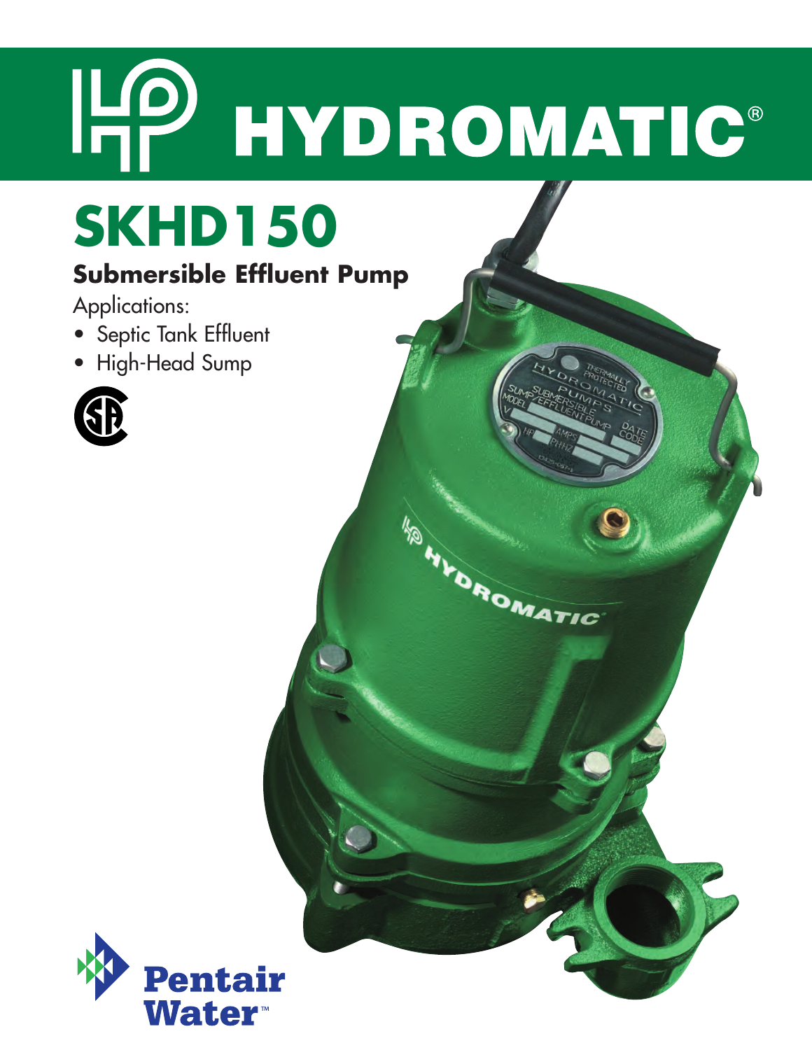# HYDROMATIC®

# SKHD150

## Submersible Effluent Pump

Applications:

- Septic Tank Effluent
- High-Head Sump

Pentair Water™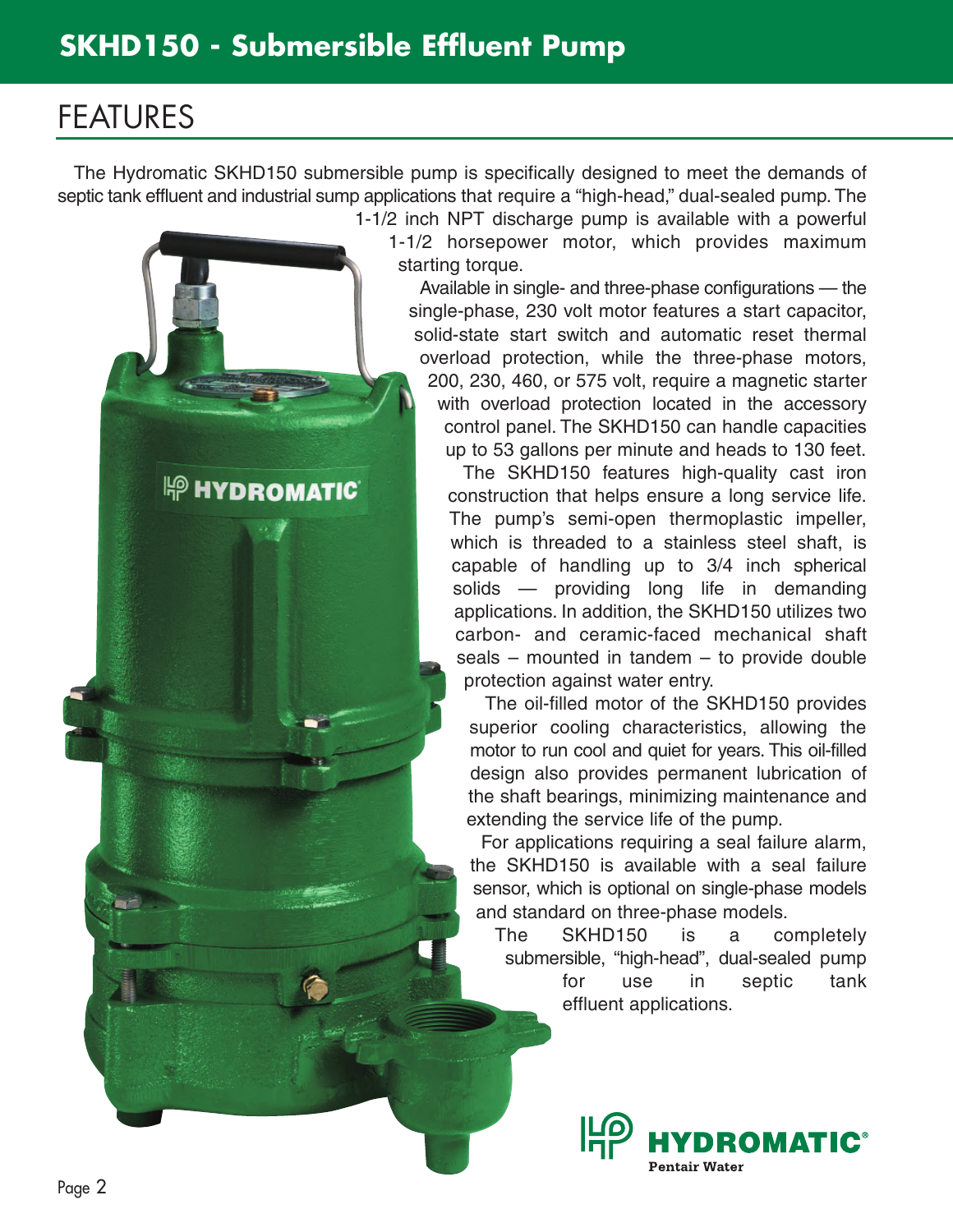# SKHD150 - Submersible Effluent Pump

## FEATURES

The Hydromatic SKHD150 submersible pump is specifically designed to meet the demands of septic tank effluent and industrial sump applications that require a “high-head,” dual-sealed pump. The 1-1/2 inch NPT discharge pump is available with a powerful 1-1/2 horsepower motor, which provides maximum starting torque.

Available in single- and three-phase configurations — the single-phase, 230 volt motor features a start capacitor, solid-state start switch and automatic reset thermal overload protection, while the three-phase motors, 200, 230, 460, or 575 volt, require a magnetic starter with overload protection located in the accessory control panel. The SKHD150 can handle capacities up to 53 gallons per minute and heads to 130 feet.

The SKHD150 features high-quality cast iron construction that helps ensure a long service life. The pump’s semi-open thermoplastic impeller, which is threaded to a stainless steel shaft, is capable of handling up to 3/4 inch spherical solids — providing long life in demanding applications. In addition, the SKHD150 utilizes two carbon- and ceramic-faced mechanical shaft seals – mounted in tandem – to provide double protection against water entry.

The oil-filled motor of the SKHD150 provides superior cooling characteristics, allowing the motor to run cool and quiet for years. This oil-filled design also provides permanent lubrication of the shaft bearings, minimizing maintenance and extending the service life of the pump.

For applications requiring a seal failure alarm, the SKHD150 is available with a seal failure sensor, which is optional on single-phase models and standard on three-phase models.

The SKHD150 is a completely submersible, “high-head”, dual-sealed pump for use in septic tank effluent applications.

HYDROMATIC®
Pentair Water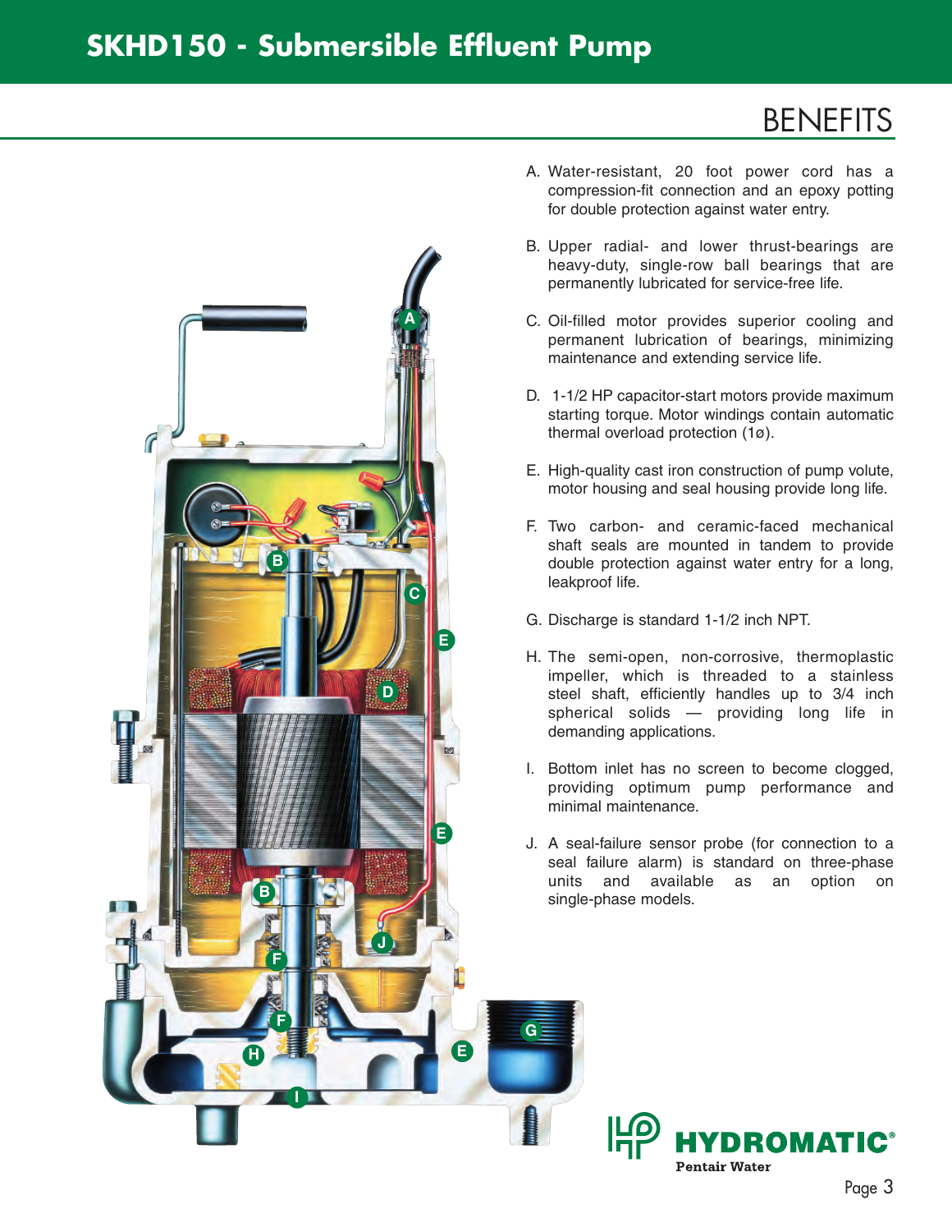# SKHD150 - Submersible Effluent Pump

## BENEFITS

A. Water-resistant, 20 foot power cord has a compression-fit connection and an epoxy potting for double protection against water entry.

B. Upper radial- and lower thrust-bearings are heavy-duty, single-row ball bearings that are permanently lubricated for service-free life.

C. Oil-filled motor provides superior cooling and permanent lubrication of bearings, minimizing maintenance and extending service life.

D. 1-1/2 HP capacitor-start motors provide maximum starting torque. Motor windings contain automatic thermal overload protection (1ø).

E. High-quality cast iron construction of pump volute, motor housing and seal housing provide long life.

F. Two carbon- and ceramic-faced mechanical shaft seals are mounted in tandem to provide double protection against water entry for a long, leakproof life.

G. Discharge is standard 1-1/2 inch NPT.

H. The semi-open, non-corrosive, thermoplastic impeller, which is threaded to a stainless steel shaft, efficiently handles up to 3/4 inch spherical solids — providing long life in demanding applications.

I. Bottom inlet has no screen to become clogged, providing optimum pump performance and minimal maintenance.

J. A seal-failure sensor probe (for connection to a seal failure alarm) is standard on three-phase units and available as an option on single-phase models.

HYDROMATIC®
Pentair Water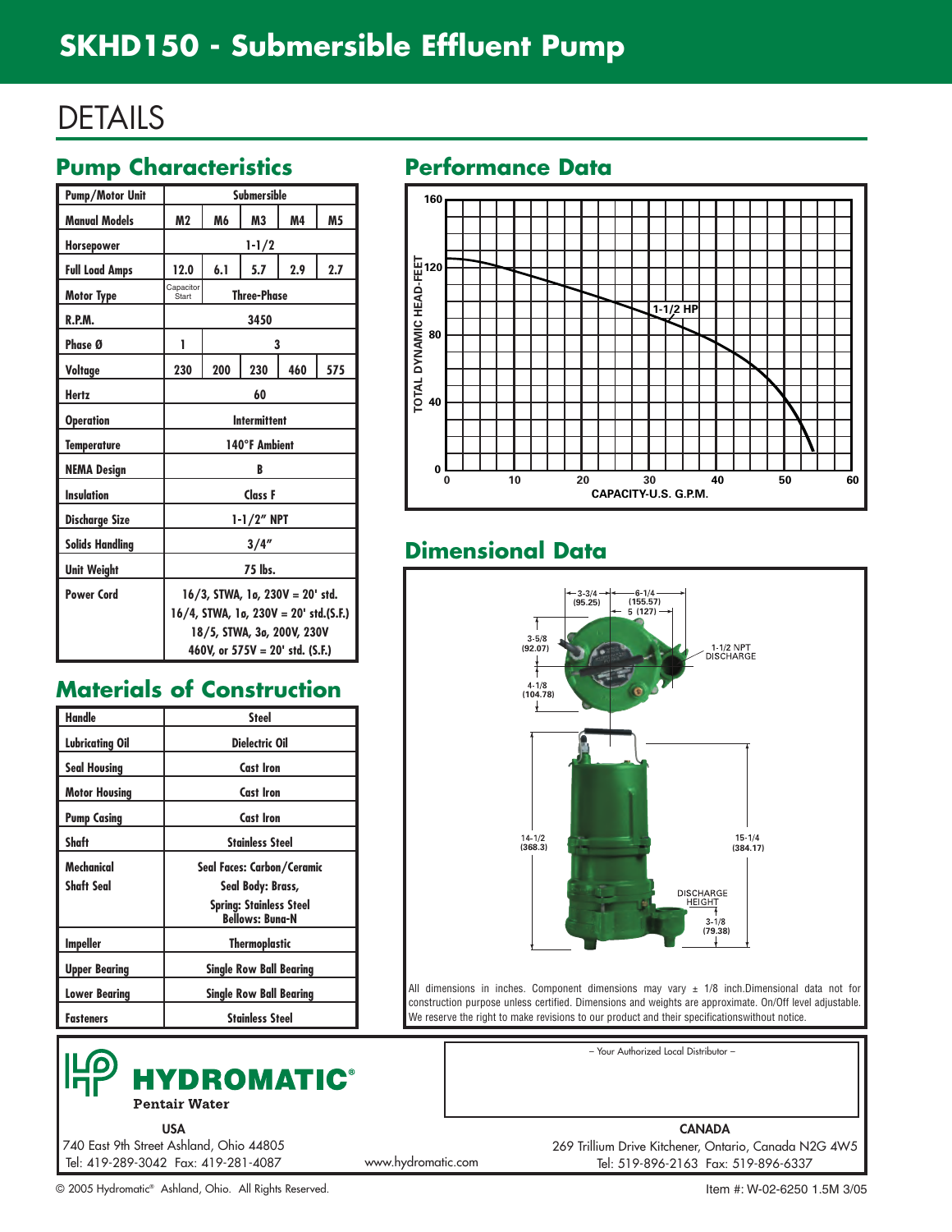# SKHD150 - Submersible Effluent Pump

## DETAILS

### Pump Characteristics

| Pump/Motor Unit | Submersible | | | | |
|---|---|---|---|---|---|
| Manual Models | M2 | M6 | M3 | M4 | M5 |
| Horsepower | 1-1/2 | | | | |
| Full Load Amps | 12.0 | 6.1 | 5.7 | 2.9 | 2.7 |
| Motor Type | Capacitor Start | Three-Phase | | | |
| R.P.M. | 3450 | | | | |
| Phase Ø | 1 | 3 | | | |
| Voltage | 230 | 200 | 230 | 460 | 575 |
| Hertz | 60 | | | | |
| Operation | Intermittent | | | | |
| Temperature | 140°F Ambient | | | | |
| NEMA Design | B | | | | |
| Insulation | Class F | | | | |
| Discharge Size | 1-1/2" NPT | | | | |
| Solids Handling | 3/4" | | | | |
| Unit Weight | 75 lbs. | | | | |
| Power Cord | 16/3, STWA, 1ø, 230V = 20' std. 16/4, STWA, 1ø, 230V = 20' std.(S.F.) 18/5, STWA, 3ø, 200V, 230V 460V, or 575V = 20' std. (S.F.) | | | | |

### Materials of Construction

| | |
|---|---|
| Handle | Steel |
| Lubricating Oil | Dielectric Oil |
| Seal Housing | Cast Iron |
| Motor Housing | Cast Iron |
| Pump Casing | Cast Iron |
| Shaft | Stainless Steel |
| Mechanical Shaft Seal | Seal Faces: Carbon/Ceramic Seal Body: Brass, Spring: Stainless Steel Bellows: Buna-N |
| Impeller | Thermoplastic |
| Upper Bearing | Single Row Ball Bearing |
| Lower Bearing | Single Row Ball Bearing |
| Fasteners | Stainless Steel |

### Performance Data

TOTAL DYNAMIC HEAD-FEET
160
120
80
40
0
0 10 20 30 40 50 60
CAPACITY-U.S. G.P.M.
1-1/2 HP

### Dimensional Data

3-3/4 (95.25)
6-1/4 (155.57)
5 (127)
3-5/8 (92.07)
4-1/8 (104.78)
1-1/2 NPT DISCHARGE
14-1/2 (368.3)
15-1/4 (384.17)
DISCHARGE HEIGHT
3-1/8 (79.38)

All dimensions in inches. Component dimensions may vary ± 1/8 inch.Dimensional data not for construction purpose unless certified. Dimensions and weights are approximate. On/Off level adjustable. We reserve the right to make revisions to our product and their specificationswithout notice.

**HYDROMATIC®**
Pentair Water

**USA**
740 East 9th Street Ashland, Ohio 44805
Tel: 419-289-3042 Fax: 419-281-4087

www.hydromatic.com

– Your Authorized Local Distributor –

**CANADA**
269 Trillium Drive Kitchener, Ontario, Canada N2G 4W5
Tel: 519-896-2163 Fax: 519-896-6337

© 2005 Hydromatic® Ashland, Ohio. All Rights Reserved.

Item #: W-02-6250 1.5M 3/05